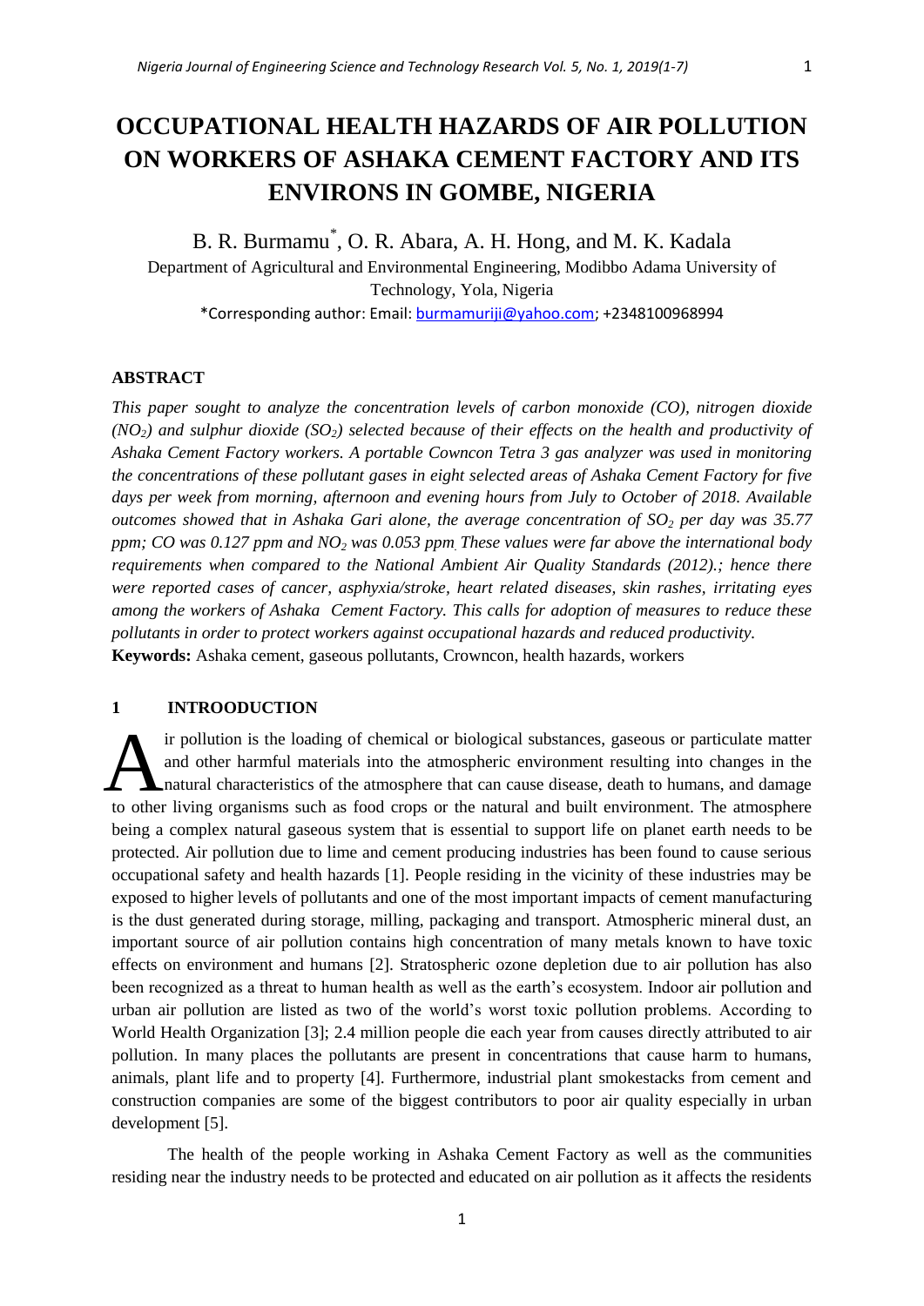# OCCUPATIONAL HEALTH HAZARDS OF AIR POLLUTION ON WORKERS OF ASHAKA CEMENT FACTORY AND ITS ENVIRONS IN GOMBE, NIGERIA

B. R. Burmamu*, O. R. Abara, A. H. Hong, and M. K. Kadala

Department of Agricultural and Environmental Engineering, Modibbo Adama University of Technology, Yola, Nigeria

*Corresponding author: Email: burmamuriji@yahoo.com; +2348100968994

## ABSTRACT

*This paper sought to analyze the concentration levels of carbon monoxide (CO), nitrogen dioxide ($NO_2$) and sulphur dioxide ($SO_2$) selected because of their effects on the health and productivity of Ashaka Cement Factory workers. A portable Cowncon Tetra 3 gas analyzer was used in monitoring the concentrations of these pollutant gases in eight selected areas of Ashaka Cement Factory for five days per week from morning, afternoon and evening hours from July to October of 2018. Available outcomes showed that in Ashaka Gari alone, the average concentration of $SO_2$ per day was 35.77 ppm; CO was 0.127 ppm and $NO_2$ was 0.053 ppm. These values were far above the international body requirements when compared to the National Ambient Air Quality Standards (2012).; hence there were reported cases of cancer, asphyxia/stroke, heart related diseases, skin rashes, irritating eyes among the workers of Ashaka Cement Factory. This calls for adoption of measures to reduce these pollutants in order to protect workers against occupational hazards and reduced productivity.*

**Keywords:** Ashaka cement, gaseous pollutants, Crowncon, health hazards, workers

## 1 INTROODUCTION

Air pollution is the loading of chemical or biological substances, gaseous or particulate matter and other harmful materials into the atmospheric environment resulting into changes in the natural characteristics of the atmosphere that can cause disease, death to humans, and damage to other living organisms such as food crops or the natural and built environment. The atmosphere being a complex natural gaseous system that is essential to support life on planet earth needs to be protected. Air pollution due to lime and cement producing industries has been found to cause serious occupational safety and health hazards [1]. People residing in the vicinity of these industries may be exposed to higher levels of pollutants and one of the most important impacts of cement manufacturing is the dust generated during storage, milling, packaging and transport. Atmospheric mineral dust, an important source of air pollution contains high concentration of many metals known to have toxic effects on environment and humans [2]. Stratospheric ozone depletion due to air pollution has also been recognized as a threat to human health as well as the earth's ecosystem. Indoor air pollution and urban air pollution are listed as two of the world's worst toxic pollution problems. According to World Health Organization [3]; 2.4 million people die each year from causes directly attributed to air pollution. In many places the pollutants are present in concentrations that cause harm to humans, animals, plant life and to property [4]. Furthermore, industrial plant smokestacks from cement and construction companies are some of the biggest contributors to poor air quality especially in urban development [5].

The health of the people working in Ashaka Cement Factory as well as the communities residing near the industry needs to be protected and educated on air pollution as it affects the residents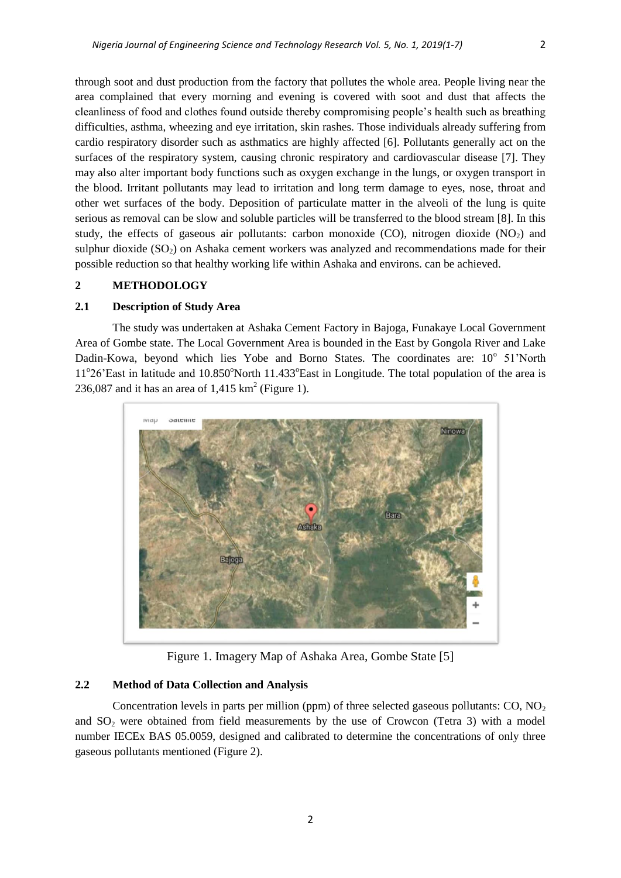through soot and dust production from the factory that pollutes the whole area. People living near the area complained that every morning and evening is covered with soot and dust that affects the cleanliness of food and clothes found outside thereby compromising people's health such as breathing difficulties, asthma, wheezing and eye irritation, skin rashes. Those individuals already suffering from cardio respiratory disorder such as asthmatics are highly affected [6]. Pollutants generally act on the surfaces of the respiratory system, causing chronic respiratory and cardiovascular disease [7]. They may also alter important body functions such as oxygen exchange in the lungs, or oxygen transport in the blood. Irritant pollutants may lead to irritation and long term damage to eyes, nose, throat and other wet surfaces of the body. Deposition of particulate matter in the alveoli of the lung is quite serious as removal can be slow and soluble particles will be transferred to the blood stream [8]. In this study, the effects of gaseous air pollutants: carbon monoxide (CO), nitrogen dioxide ($NO_2$) and sulphur dioxide ($SO_2$) on Ashaka cement workers was analyzed and recommendations made for their possible reduction so that healthy working life within Ashaka and environs. can be achieved.

## 2 METHODOLOGY

### 2.1 Description of Study Area

The study was undertaken at Ashaka Cement Factory in Bajoga, Funakaye Local Government Area of Gombe state. The Local Government Area is bounded in the East by Gongola River and Lake Dadin-Kowa, beyond which lies Yobe and Borno States. The coordinates are: 10° 51'North 11°26'East in latitude and 10.850°North 11.433°East in Longitude. The total population of the area is 236,087 and it has an area of 1,415 $km^2$ (Figure 1).

Figure 1. Imagery Map of Ashaka Area, Gombe State [5]

### 2.2 Method of Data Collection and Analysis

Concentration levels in parts per million (ppm) of three selected gaseous pollutants: CO, $NO_2$ and $SO_2$ were obtained from field measurements by the use of Crowcon (Tetra 3) with a model number IECEx BAS 05.0059, designed and calibrated to determine the concentrations of only three gaseous pollutants mentioned (Figure 2).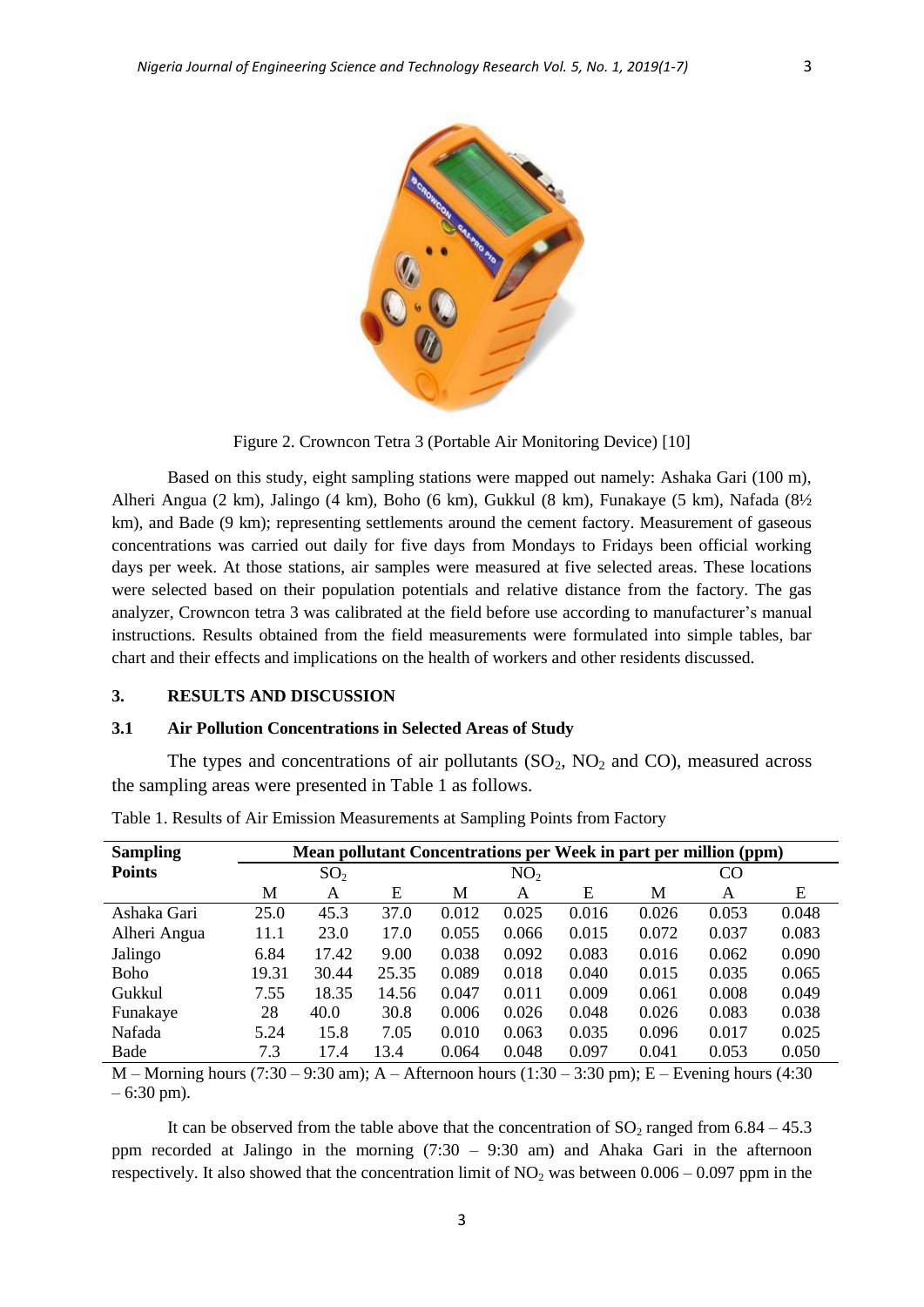Figure 2. Crowncon Tetra 3 (Portable Air Monitoring Device) [10]

Based on this study, eight sampling stations were mapped out namely: Ashaka Gari (100 m), Alheri Angua (2 km), Jalingo (4 km), Boho (6 km), Gukkul (8 km), Funakaye (5 km), Nafada (8½ km), and Bade (9 km); representing settlements around the cement factory. Measurement of gaseous concentrations was carried out daily for five days from Mondays to Fridays been official working days per week. At those stations, air samples were measured at five selected areas. These locations were selected based on their population potentials and relative distance from the factory. The gas analyzer, Crowncon tetra 3 was calibrated at the field before use according to manufacturer's manual instructions. Results obtained from the field measurements were formulated into simple tables, bar chart and their effects and implications on the health of workers and other residents discussed.

## 3. RESULTS AND DISCUSSION

### 3.1 Air Pollution Concentrations in Selected Areas of Study

The types and concentrations of air pollutants ($SO_2$, $NO_2$ and CO), measured across the sampling areas were presented in Table 1 as follows.

Table 1. Results of Air Emission Measurements at Sampling Points from Factory

| Sampling Points | Mean pollutant Concentrations per Week in part per million (ppm) | | | | | | | | |
|---|---|---|---|---|---|---|---|---|---|
| | $SO_2$ | | | $NO_2$ | | | CO | | |
| | M | A | E | M | A | E | M | A | E |
| Ashaka Gari | 25.0 | 45.3 | 37.0 | 0.012 | 0.025 | 0.016 | 0.026 | 0.053 | 0.048 |
| Alheri Angua | 11.1 | 23.0 | 17.0 | 0.055 | 0.066 | 0.015 | 0.072 | 0.037 | 0.083 |
| Jalingo | 6.84 | 17.42 | 9.00 | 0.038 | 0.092 | 0.083 | 0.016 | 0.062 | 0.090 |
| Boho | 19.31 | 30.44 | 25.35 | 0.089 | 0.018 | 0.040 | 0.015 | 0.035 | 0.065 |
| Gukkul | 7.55 | 18.35 | 14.56 | 0.047 | 0.011 | 0.009 | 0.061 | 0.008 | 0.049 |
| Funakaye | 28 | 40.0 | 30.8 | 0.006 | 0.026 | 0.048 | 0.026 | 0.083 | 0.038 |
| Nafada | 5.24 | 15.8 | 7.05 | 0.010 | 0.063 | 0.035 | 0.096 | 0.017 | 0.025 |
| Bade | 7.3 | 17.4 | 13.4 | 0.064 | 0.048 | 0.097 | 0.041 | 0.053 | 0.050 |

M – Morning hours (7:30 – 9:30 am); A – Afternoon hours (1:30 – 3:30 pm); E – Evening hours (4:30 – 6:30 pm).

It can be observed from the table above that the concentration of $SO_2$ ranged from 6.84 – 45.3 ppm recorded at Jalingo in the morning (7:30 – 9:30 am) and Ahaka Gari in the afternoon respectively. It also showed that the concentration limit of $NO_2$ was between 0.006 – 0.097 ppm in the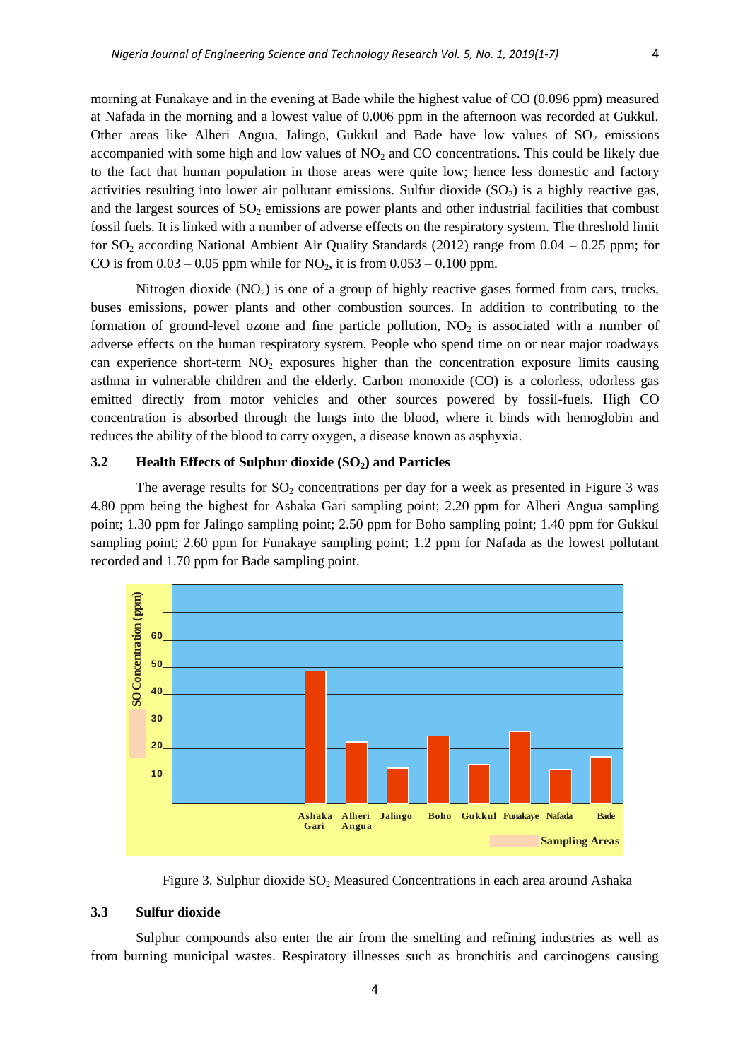morning at Funakaye and in the evening at Bade while the highest value of CO (0.096 ppm) measured at Nafada in the morning and a lowest value of 0.006 ppm in the afternoon was recorded at Gukkul. Other areas like Alheri Angua, Jalingo, Gukkul and Bade have low values of $SO_2$ emissions accompanied with some high and low values of $NO_2$ and CO concentrations. This could be likely due to the fact that human population in those areas were quite low; hence less domestic and factory activities resulting into lower air pollutant emissions. Sulfur dioxide ($SO_2$) is a highly reactive gas, and the largest sources of $SO_2$ emissions are power plants and other industrial facilities that combust fossil fuels. It is linked with a number of adverse effects on the respiratory system. The threshold limit for $SO_2$ according National Ambient Air Quality Standards (2012) range from 0.04 – 0.25 ppm; for CO is from 0.03 – 0.05 ppm while for $NO_2$, it is from 0.053 – 0.100 ppm.

Nitrogen dioxide ($NO_2$) is one of a group of highly reactive gases formed from cars, trucks, buses emissions, power plants and other combustion sources. In addition to contributing to the formation of ground-level ozone and fine particle pollution, $NO_2$ is associated with a number of adverse effects on the human respiratory system. People who spend time on or near major roadways can experience short-term $NO_2$ exposures higher than the concentration exposure limits causing asthma in vulnerable children and the elderly. Carbon monoxide (CO) is a colorless, odorless gas emitted directly from motor vehicles and other sources powered by fossil-fuels. High CO concentration is absorbed through the lungs into the blood, where it binds with hemoglobin and reduces the ability of the blood to carry oxygen, a disease known as asphyxia.

## 3.2 Health Effects of Sulphur dioxide ($SO_2$) and Particles

The average results for $SO_2$ concentrations per day for a week as presented in Figure 3 was 4.80 ppm being the highest for Ashaka Gari sampling point; 2.20 ppm for Alheri Angua sampling point; 1.30 ppm for Jalingo sampling point; 2.50 ppm for Boho sampling point; 1.40 ppm for Gukkul sampling point; 2.60 ppm for Funakaye sampling point; 1.2 ppm for Nafada as the lowest pollutant recorded and 1.70 ppm for Bade sampling point.

Figure 3. Sulphur dioxide $SO_2$ Measured Concentrations in each area around Ashaka

## 3.3 Sulfur dioxide

Sulphur compounds also enter the air from the smelting and refining industries as well as from burning municipal wastes. Respiratory illnesses such as bronchitis and carcinogens causing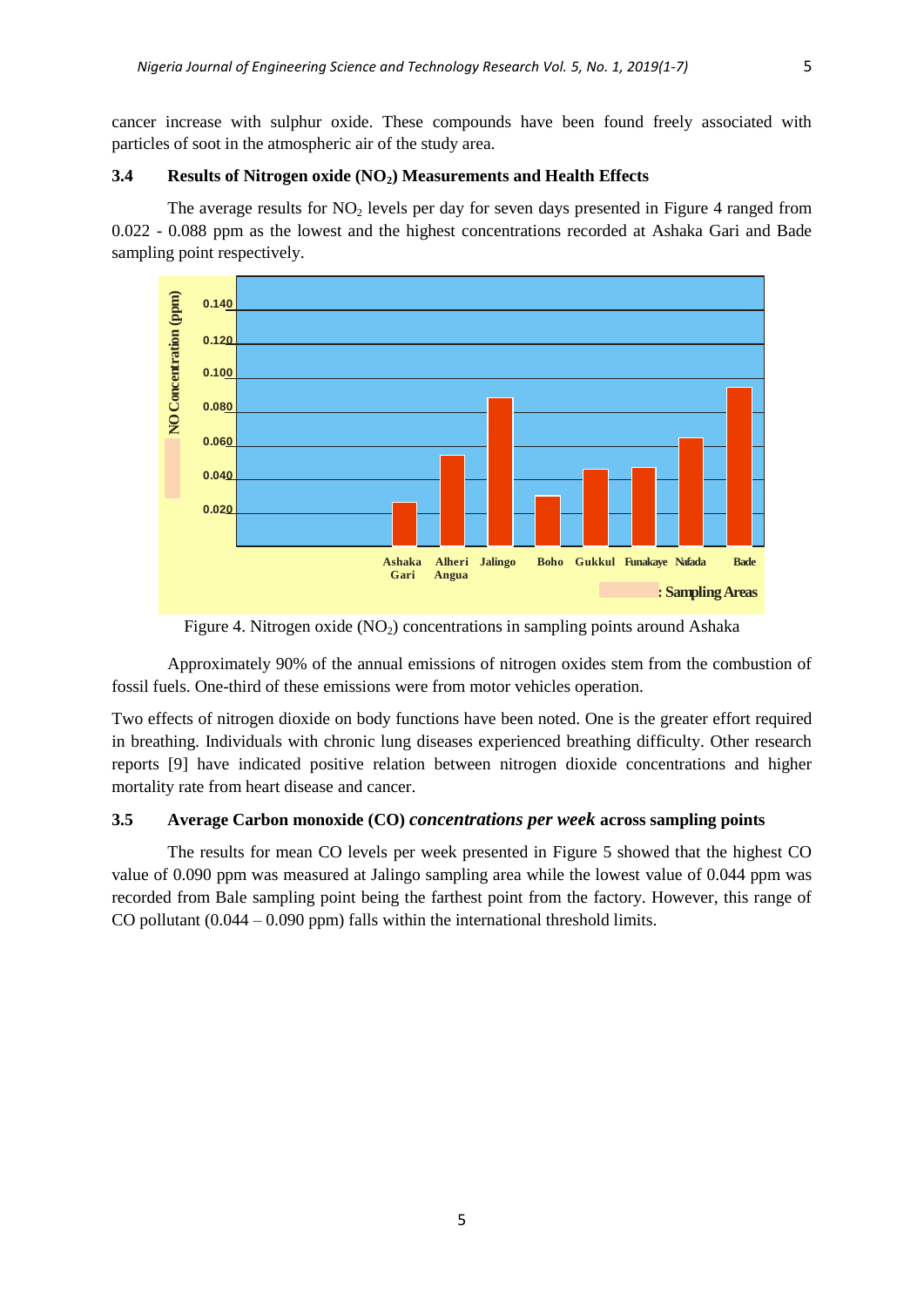cancer increase with sulphur oxide. These compounds have been found freely associated with particles of soot in the atmospheric air of the study area.

### 3.4 Results of Nitrogen oxide ($NO_2$) Measurements and Health Effects

The average results for $NO_2$ levels per day for seven days presented in Figure 4 ranged from 0.022 - 0.088 ppm as the lowest and the highest concentrations recorded at Ashaka Gari and Bade sampling point respectively.

Figure 4. Nitrogen oxide ($NO_2$) concentrations in sampling points around Ashaka

Approximately 90% of the annual emissions of nitrogen oxides stem from the combustion of fossil fuels. One-third of these emissions were from motor vehicles operation.

Two effects of nitrogen dioxide on body functions have been noted. One is the greater effort required in breathing. Individuals with chronic lung diseases experienced breathing difficulty. Other research reports [9] have indicated positive relation between nitrogen dioxide concentrations and higher mortality rate from heart disease and cancer.

### 3.5 Average Carbon monoxide (CO) *concentrations per week* across sampling points

The results for mean CO levels per week presented in Figure 5 showed that the highest CO value of 0.090 ppm was measured at Jalingo sampling area while the lowest value of 0.044 ppm was recorded from Bale sampling point being the farthest point from the factory. However, this range of CO pollutant (0.044 – 0.090 ppm) falls within the international threshold limits.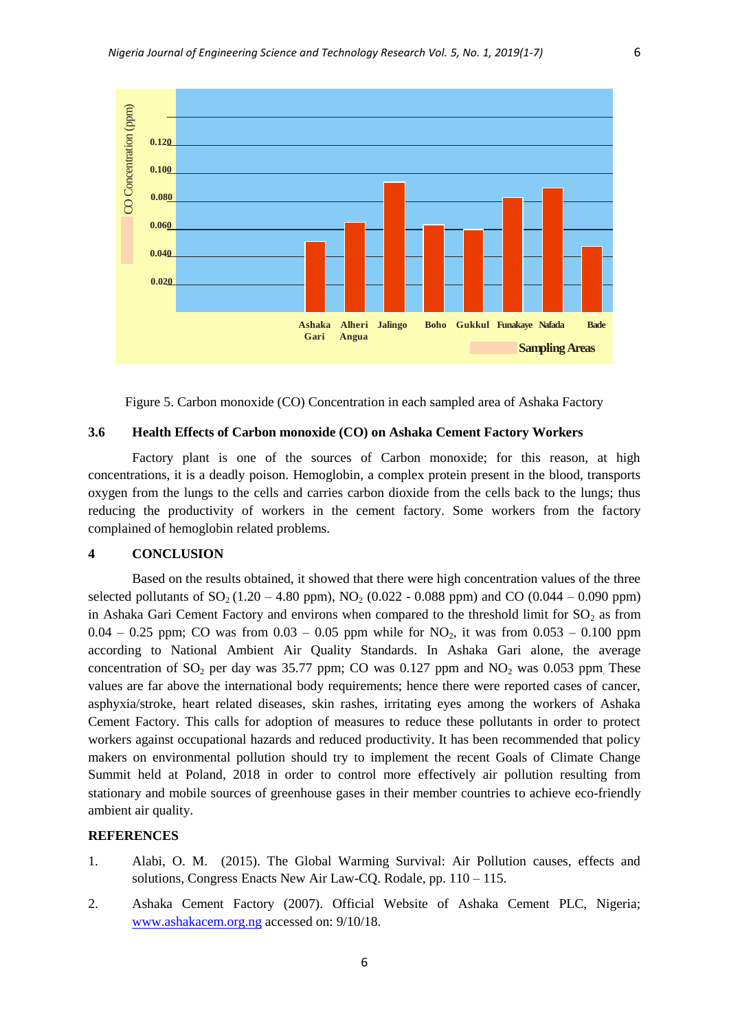Figure 5. Carbon monoxide (CO) Concentration in each sampled area of Ashaka Factory

### 3.6 Health Effects of Carbon monoxide (CO) on Ashaka Cement Factory Workers

Factory plant is one of the sources of Carbon monoxide; for this reason, at high concentrations, it is a deadly poison. Hemoglobin, a complex protein present in the blood, transports oxygen from the lungs to the cells and carries carbon dioxide from the cells back to the lungs; thus reducing the productivity of workers in the cement factory. Some workers from the factory complained of hemoglobin related problems.

## 4 CONCLUSION

Based on the results obtained, it showed that there were high concentration values of the three selected pollutants of $SO_2$ (1.20 – 4.80 ppm), $NO_2$ (0.022 - 0.088 ppm) and CO (0.044 – 0.090 ppm) in Ashaka Gari Cement Factory and environs when compared to the threshold limit for $SO_2$ as from 0.04 – 0.25 ppm; CO was from 0.03 – 0.05 ppm while for $NO_2$, it was from 0.053 – 0.100 ppm according to National Ambient Air Quality Standards. In Ashaka Gari alone, the average concentration of $SO_2$ per day was 35.77 ppm; CO was 0.127 ppm and $NO_2$ was 0.053 ppm. These values are far above the international body requirements; hence there were reported cases of cancer, asphyxia/stroke, heart related diseases, skin rashes, irritating eyes among the workers of Ashaka Cement Factory. This calls for adoption of measures to reduce these pollutants in order to protect workers against occupational hazards and reduced productivity. It has been recommended that policy makers on environmental pollution should try to implement the recent Goals of Climate Change Summit held at Poland, 2018 in order to control more effectively air pollution resulting from stationary and mobile sources of greenhouse gases in their member countries to achieve eco-friendly ambient air quality.

## REFERENCES

1. Alabi, O. M. (2015). The Global Warming Survival: Air Pollution causes, effects and solutions, Congress Enacts New Air Law-CQ. Rodale, pp. 110 – 115.
2. Ashaka Cement Factory (2007). Official Website of Ashaka Cement PLC, Nigeria; www.ashakacem.org.ng accessed on: 9/10/18.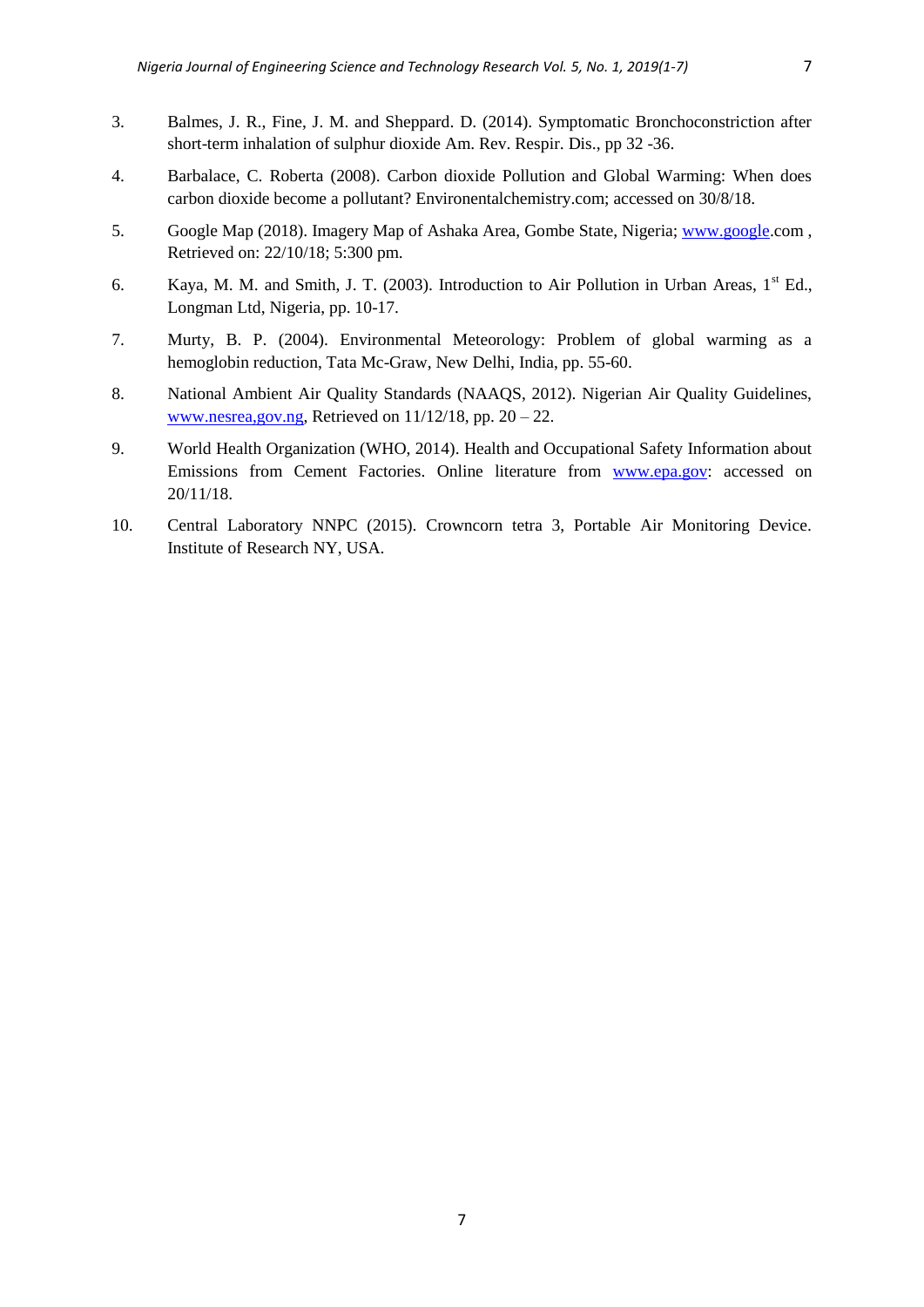3. Balmes, J. R., Fine, J. M. and Sheppard. D. (2014). Symptomatic Bronchoconstriction after short-term inhalation of sulphur dioxide Am. Rev. Respir. Dis., pp 32 -36.
4. Barbalace, C. Roberta (2008). Carbon dioxide Pollution and Global Warming: When does carbon dioxide become a pollutant? Environentalchemistry.com; accessed on 30/8/18.
5. Google Map (2018). Imagery Map of Ashaka Area, Gombe State, Nigeria; www.google.com , Retrieved on: 22/10/18; 5:300 pm.
6. Kaya, M. M. and Smith, J. T. (2003). Introduction to Air Pollution in Urban Areas, 1st Ed., Longman Ltd, Nigeria, pp. 10-17.
7. Murty, B. P. (2004). Environmental Meteorology: Problem of global warming as a hemoglobin reduction, Tata Mc-Graw, New Delhi, India, pp. 55-60.
8. National Ambient Air Quality Standards (NAAQS, 2012). Nigerian Air Quality Guidelines, www.nesrea,gov.ng, Retrieved on 11/12/18, pp. 20 – 22.
9. World Health Organization (WHO, 2014). Health and Occupational Safety Information about Emissions from Cement Factories. Online literature from www.epa.gov: accessed on 20/11/18.
10. Central Laboratory NNPC (2015). Crowncorn tetra 3, Portable Air Monitoring Device. Institute of Research NY, USA.